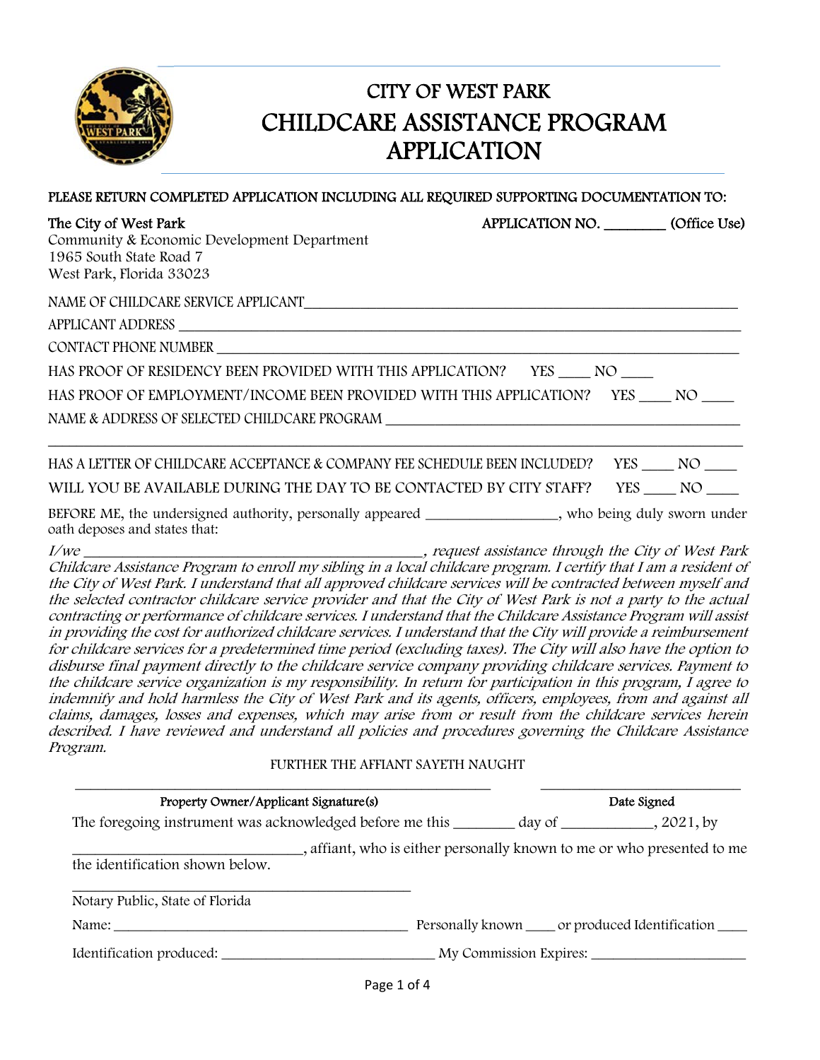# CITY OF WEST PARK

# CHILDCARE ASSISTANCE PROGRAM APPLICATION

**PLEASE RETURN COMPLETED APPLICATION INCLUDING ALL REQUIRED SUPPORTING DOCUMENTATION TO:**

**The City of West Park** — **APPLICATION NO. ________ (Office Use)**

Community & Economic Development Department
1965 South State Road 7
West Park, Florida 33023

NAME OF CHILDCARE SERVICE APPLICANT______________________________________________

APPLICANT ADDRESS ______________________________________________________

CONTACT PHONE NUMBER ___________________________________________________

HAS PROOF OF RESIDENCY BEEN PROVIDED WITH THIS APPLICATION? YES ____ NO ____

HAS PROOF OF EMPLOYMENT/INCOME BEEN PROVIDED WITH THIS APPLICATION? YES ____ NO ____

NAME & ADDRESS OF SELECTED CHILDCARE PROGRAM ____________________________________

______________________________________________________________________________

HAS A LETTER OF CHILDCARE ACCEPTANCE & COMPANY FEE SCHEDULE BEEN INCLUDED? YES ____ NO ____

WILL YOU BE AVAILABLE DURING THE DAY TO BE CONTACTED BY CITY STAFF? YES ____ NO ____

BEFORE ME, the undersigned authority, personally appeared _________________, who being duly sworn under oath deposes and states that:

*I/we ____________________________________________, request assistance through the City of West Park Childcare Assistance Program to enroll my sibling in a local childcare program. I certify that I am a resident of the City of West Park. I understand that all approved childcare services will be contracted between myself and the selected contractor childcare service provider and that the City of West Park is not a party to the actual contracting or performance of childcare services. I understand that the Childcare Assistance Program will assist in providing the cost for authorized childcare services. I understand that the City will provide a reimbursement for childcare services for a predetermined time period (excluding taxes). The City will also have the option to disburse final payment directly to the childcare service company providing childcare services. Payment to the childcare service organization is my responsibility. In return for participation in this program, I agree to indemnify and hold harmless the City of West Park and its agents, officers, employees, from and against all claims, damages, losses and expenses, which may arise from or result from the childcare services herein described. I have reviewed and understand all policies and procedures governing the Childcare Assistance Program.*

FURTHER THE AFFIANT SAYETH NAUGHT

_________________________________________________ ________________________

**Property Owner/Applicant Signature(s)** **Date Signed**

The foregoing instrument was acknowledged before me this ________ day of ____________, 2021, by

______________________________, affiant, who is either personally known to me or who presented to me the identification shown below.

_____________________________________________

Notary Public, State of Florida

Name: ________________________________________ Personally known ____ or produced Identification ____

Identification produced: ____________________________ My Commission Expires: _____________________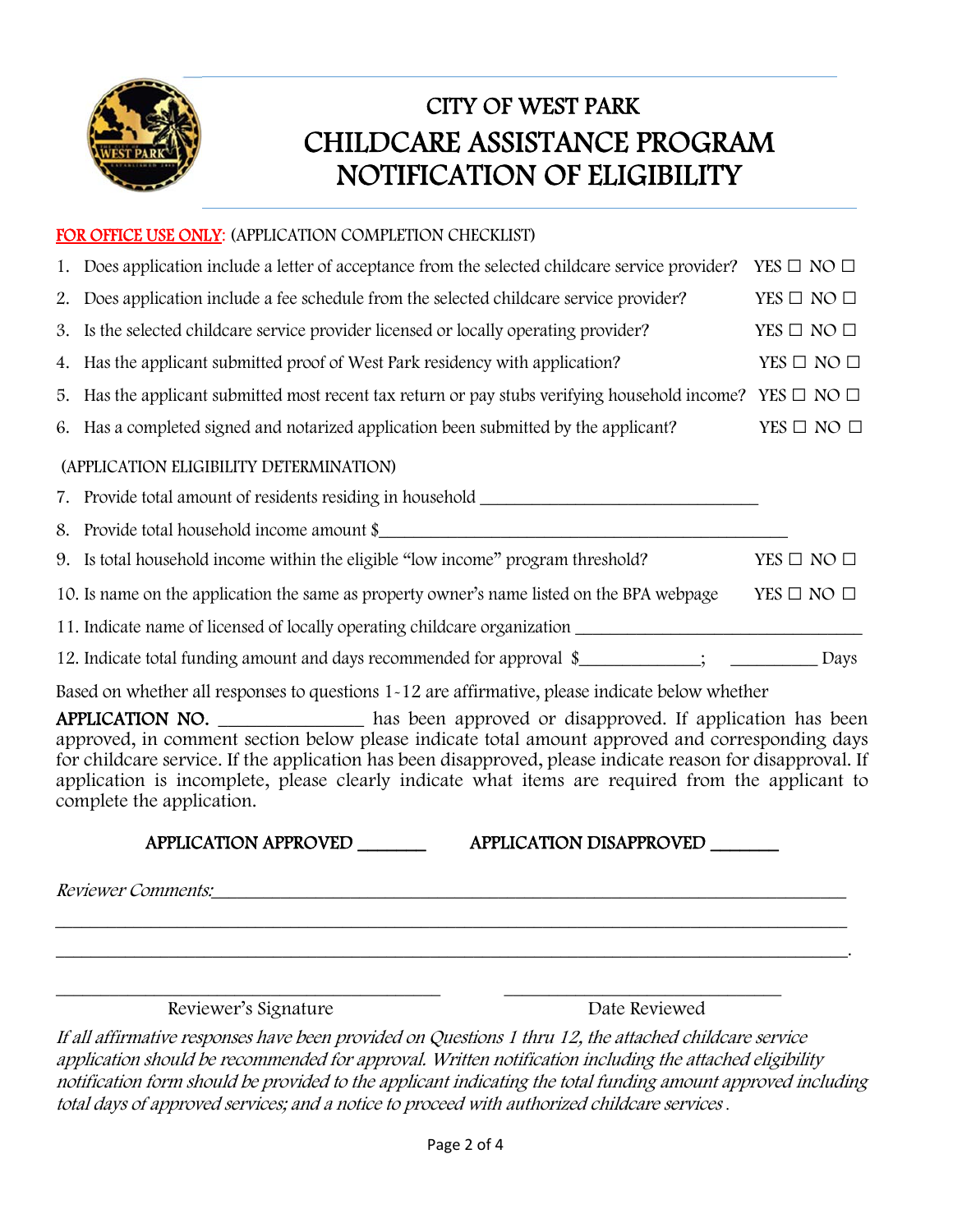# CITY OF WEST PARK

## CHILDCARE ASSISTANCE PROGRAM NOTIFICATION OF ELIGIBILITY

**FOR OFFICE USE ONLY:** (APPLICATION COMPLETION CHECKLIST)

1. Does application include a letter of acceptance from the selected childcare service provider? YES ☐ NO ☐
2. Does application include a fee schedule from the selected childcare service provider? YES ☐ NO ☐
3. Is the selected childcare service provider licensed or locally operating provider? YES ☐ NO ☐
4. Has the applicant submitted proof of West Park residency with application? YES ☐ NO ☐
5. Has the applicant submitted most recent tax return or pay stubs verifying household income? YES ☐ NO ☐
6. Has a completed signed and notarized application been submitted by the applicant? YES ☐ NO ☐

(APPLICATION ELIGIBILITY DETERMINATION)

7. Provide total amount of residents residing in household ______________________________
8. Provide total household income amount $____________________________________________
9. Is total household income within the eligible "low income" program threshold? YES ☐ NO ☐
10. Is name on the application the same as property owner's name listed on the BPA webpage YES ☐ NO ☐
11. Indicate name of licensed of locally operating childcare organization ______________________________
12. Indicate total funding amount and days recommended for approval $____________; __________ Days

Based on whether all responses to questions 1-12 are affirmative, please indicate below whether **APPLICATION NO.** ______________ has been approved or disapproved. If application has been approved, in comment section below please indicate total amount approved and corresponding days for childcare service. If the application has been disapproved, please indicate reason for disapproval. If application is incomplete, please clearly indicate what items are required from the applicant to complete the application.

**APPLICATION APPROVED** _______ **APPLICATION DISAPPROVED** _______

*Reviewer Comments:*______________________________________________________________________

__________________________________________________________________________________

__________________________________________________________________________________.

________________________________________ ______________________________

Reviewer's Signature Date Reviewed

*If all affirmative responses have been provided on Questions 1 thru 12, the attached childcare service application should be recommended for approval. Written notification including the attached eligibility notification form should be provided to the applicant indicating the total funding amount approved including total days of approved services; and a notice to proceed with authorized childcare services .*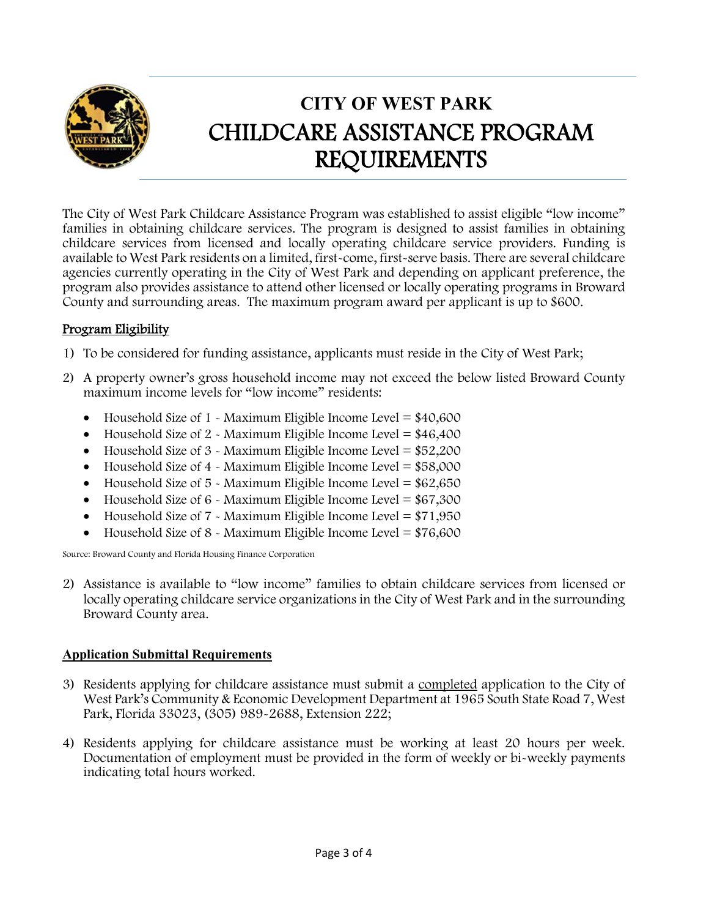# CITY OF WEST PARK

# CHILDCARE ASSISTANCE PROGRAM REQUIREMENTS

The City of West Park Childcare Assistance Program was established to assist eligible "low income" families in obtaining childcare services. The program is designed to assist families in obtaining childcare services from licensed and locally operating childcare service providers. Funding is available to West Park residents on a limited, first-come, first-serve basis. There are several childcare agencies currently operating in the City of West Park and depending on applicant preference, the program also provides assistance to attend other licensed or locally operating programs in Broward County and surrounding areas. The maximum program award per applicant is up to $600.

## Program Eligibility

1) To be considered for funding assistance, applicants must reside in the City of West Park;

2) A property owner's gross household income may not exceed the below listed Broward County maximum income levels for "low income" residents:
   - Household Size of 1 - Maximum Eligible Income Level = $40,600
   - Household Size of 2 - Maximum Eligible Income Level = $46,400
   - Household Size of 3 - Maximum Eligible Income Level = $52,200
   - Household Size of 4 - Maximum Eligible Income Level = $58,000
   - Household Size of 5 - Maximum Eligible Income Level = $62,650
   - Household Size of 6 - Maximum Eligible Income Level = $67,300
   - Household Size of 7 - Maximum Eligible Income Level = $71,950
   - Household Size of 8 - Maximum Eligible Income Level = $76,600

Source: Broward County and Florida Housing Finance Corporation

2) Assistance is available to "low income" families to obtain childcare services from licensed or locally operating childcare service organizations in the City of West Park and in the surrounding Broward County area.

## Application Submittal Requirements

3) Residents applying for childcare assistance must submit a completed application to the City of West Park's Community & Economic Development Department at 1965 South State Road 7, West Park, Florida 33023, (305) 989-2688, Extension 222;

4) Residents applying for childcare assistance must be working at least 20 hours per week. Documentation of employment must be provided in the form of weekly or bi-weekly payments indicating total hours worked.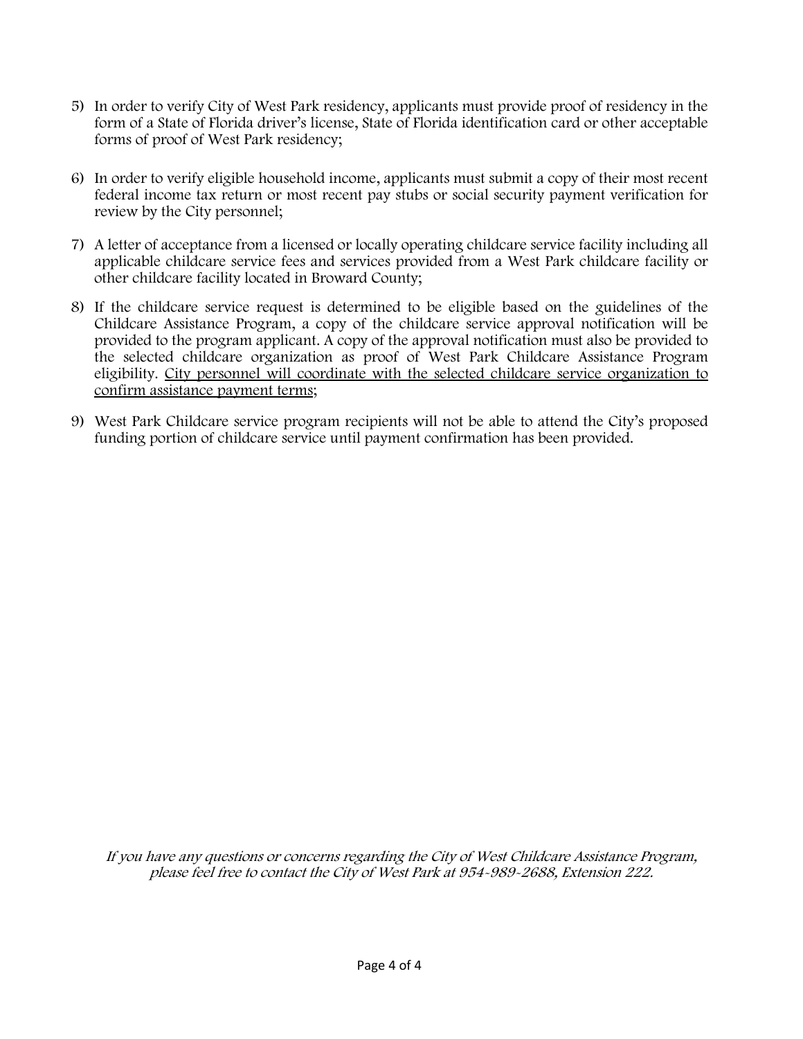5) In order to verify City of West Park residency, applicants must provide proof of residency in the form of a State of Florida driver's license, State of Florida identification card or other acceptable forms of proof of West Park residency;

6) In order to verify eligible household income, applicants must submit a copy of their most recent federal income tax return or most recent pay stubs or social security payment verification for review by the City personnel;

7) A letter of acceptance from a licensed or locally operating childcare service facility including all applicable childcare service fees and services provided from a West Park childcare facility or other childcare facility located in Broward County;

8) If the childcare service request is determined to be eligible based on the guidelines of the Childcare Assistance Program, a copy of the childcare service approval notification will be provided to the program applicant. A copy of the approval notification must also be provided to the selected childcare organization as proof of West Park Childcare Assistance Program eligibility. <u>City personnel will coordinate with the selected childcare service organization to confirm assistance payment terms</u>;

9) West Park Childcare service program recipients will not be able to attend the City's proposed funding portion of childcare service until payment confirmation has been provided.

*If you have any questions or concerns regarding the City of West Childcare Assistance Program, please feel free to contact the City of West Park at 954-989-2688, Extension 222.*